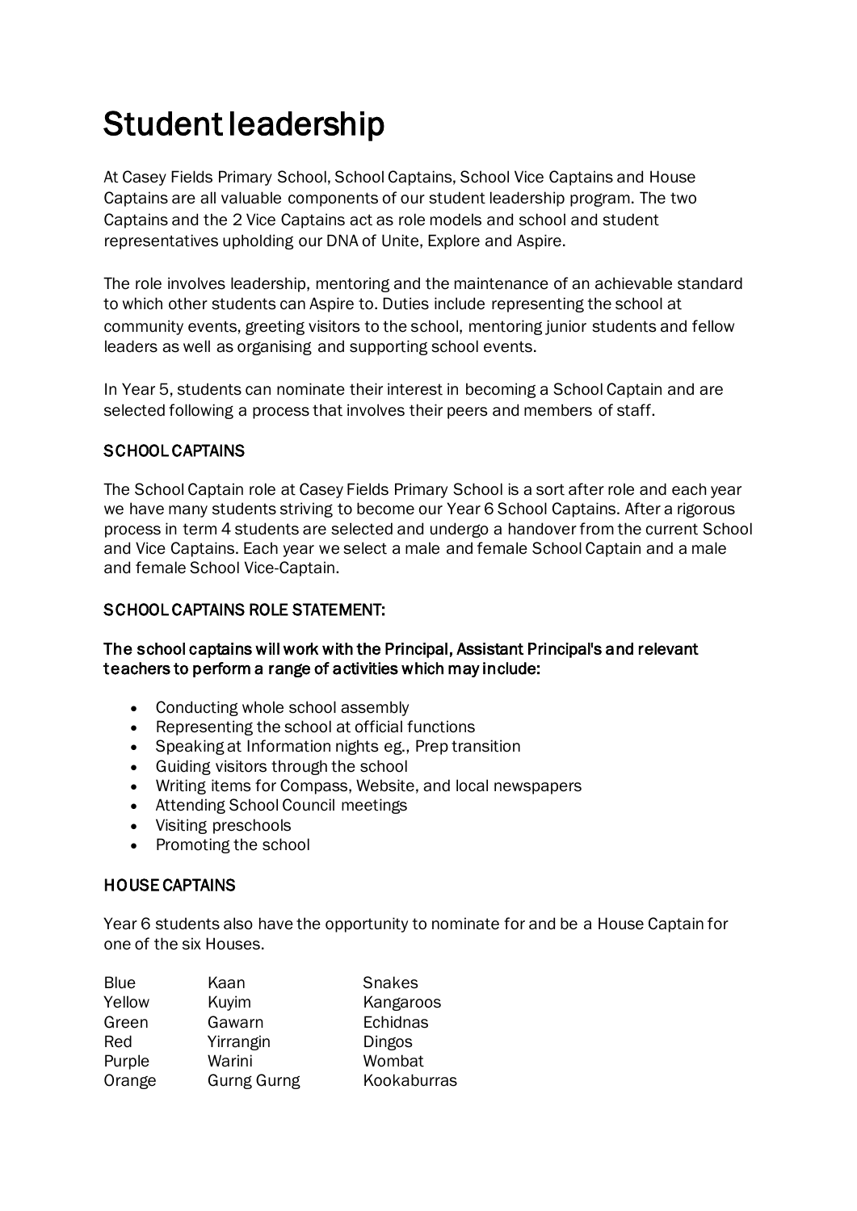# Student leadership

At Casey Fields Primary School, School Captains, School Vice Captains and House Captains are all valuable components of our student leadership program. The two Captains and the 2 Vice Captains act as role models and school and student representatives upholding our DNA of Unite, Explore and Aspire.

The role involves leadership, mentoring and the maintenance of an achievable standard to which other students can Aspire to. Duties include representing the school at community events, greeting visitors to the school, mentoring junior students and fellow leaders as well as organising and supporting school events.

In Year 5, students can nominate their interest in becoming a School Captain and are selected following a process that involves their peers and members of staff.

## SCHOOL CAPTAINS

The School Captain role at Casey Fields Primary School is a sort after role and each year we have many students striving to become our Year 6 School Captains. After a rigorous process in term 4 students are selected and undergo a handover from the current School and Vice Captains. Each year we select a male and female School Captain and a male and female School Vice-Captain.

## SCHOOL CAPTAINS ROLE STATEMENT:

**The school captains will work with the Principal, Assistant Principal's and relevant teachers to perform a range of activities which may include:**

- Conducting whole school assembly
- Representing the school at official functions
- Speaking at Information nights eg., Prep transition
- Guiding visitors through the school
- Writing items for Compass, Website, and local newspapers
- Attending School Council meetings
- Visiting preschools
- Promoting the school

## HOUSE CAPTAINS

Year 6 students also have the opportunity to nominate for and be a House Captain for one of the six Houses.

| | | |
|---|---|---|
| Blue | Kaan | Snakes |
| Yellow | Kuyim | Kangaroos |
| Green | Gawarn | Echidnas |
| Red | Yirrangin | Dingos |
| Purple | Warini | Wombat |
| Orange | Gurng Gurng | Kookaburras |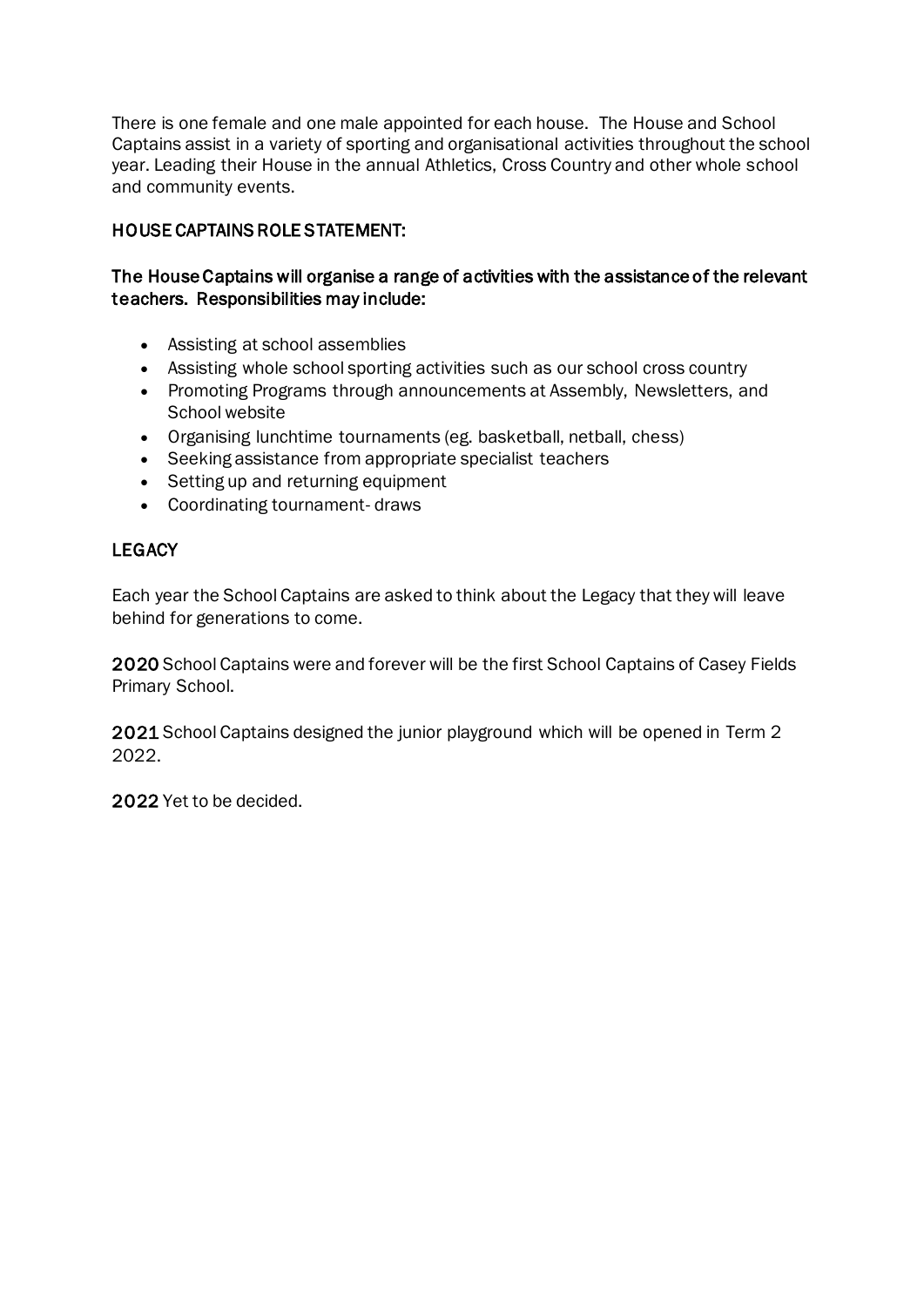There is one female and one male appointed for each house. The House and School Captains assist in a variety of sporting and organisational activities throughout the school year. Leading their House in the annual Athletics, Cross Country and other whole school and community events.

## HOUSE CAPTAINS ROLE STATEMENT:

**The House Captains will organise a range of activities with the assistance of the relevant teachers. Responsibilities may include:**

- Assisting at school assemblies
- Assisting whole school sporting activities such as our school cross country
- Promoting Programs through announcements at Assembly, Newsletters, and School website
- Organising lunchtime tournaments (eg. basketball, netball, chess)
- Seeking assistance from appropriate specialist teachers
- Setting up and returning equipment
- Coordinating tournament- draws

## LEGACY

Each year the School Captains are asked to think about the Legacy that they will leave behind for generations to come.

**2020** School Captains were and forever will be the first School Captains of Casey Fields Primary School.

**2021** School Captains designed the junior playground which will be opened in Term 2 2022.

**2022** Yet to be decided.